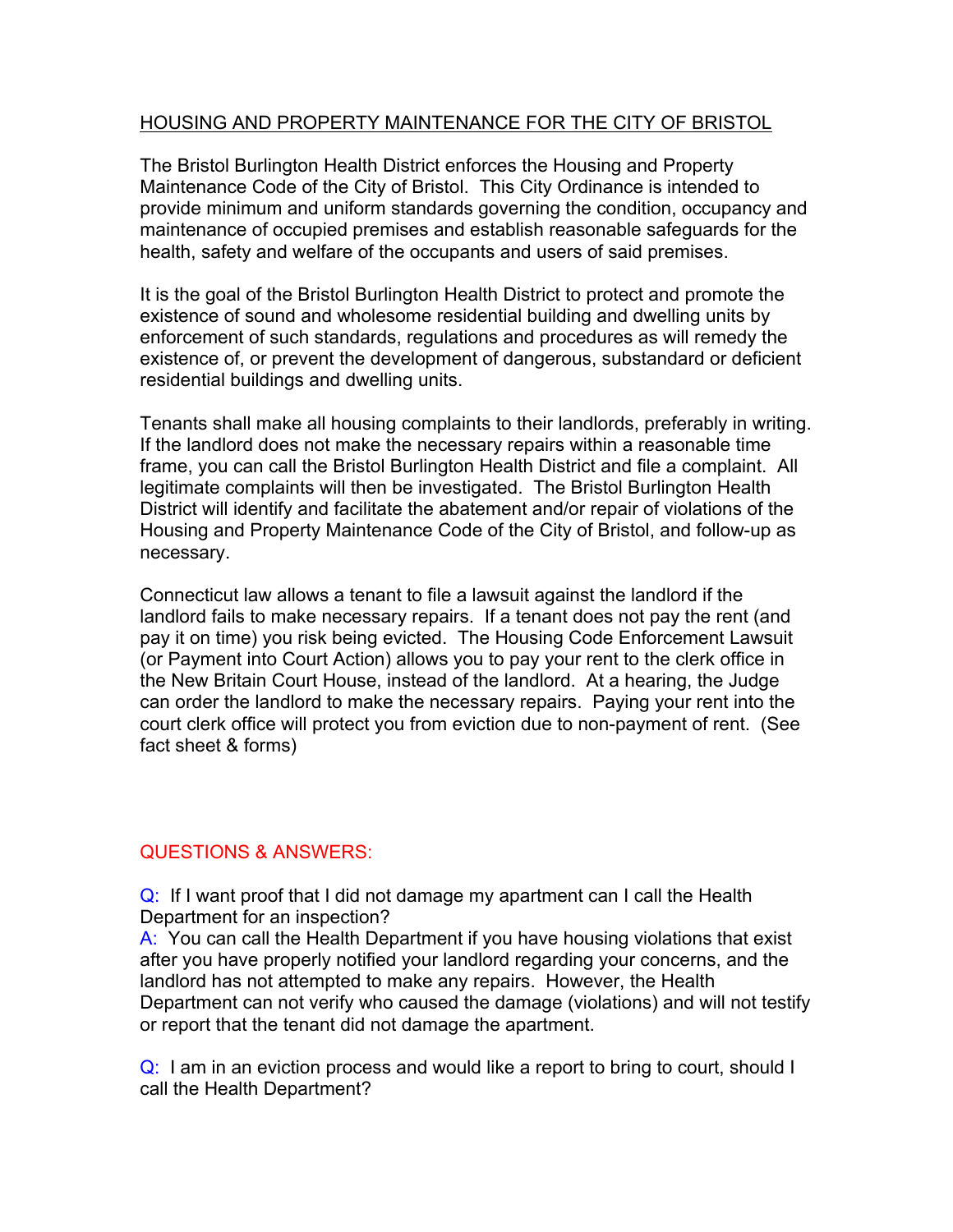# HOUSING AND PROPERTY MAINTENANCE FOR THE CITY OF BRISTOL

The Bristol Burlington Health District enforces the Housing and Property Maintenance Code of the City of Bristol. This City Ordinance is intended to provide minimum and uniform standards governing the condition, occupancy and maintenance of occupied premises and establish reasonable safeguards for the health, safety and welfare of the occupants and users of said premises.

It is the goal of the Bristol Burlington Health District to protect and promote the existence of sound and wholesome residential building and dwelling units by enforcement of such standards, regulations and procedures as will remedy the existence of, or prevent the development of dangerous, substandard or deficient residential buildings and dwelling units.

Tenants shall make all housing complaints to their landlords, preferably in writing. If the landlord does not make the necessary repairs within a reasonable time frame, you can call the Bristol Burlington Health District and file a complaint. All legitimate complaints will then be investigated. The Bristol Burlington Health District will identify and facilitate the abatement and/or repair of violations of the Housing and Property Maintenance Code of the City of Bristol, and follow-up as necessary.

Connecticut law allows a tenant to file a lawsuit against the landlord if the landlord fails to make necessary repairs. If a tenant does not pay the rent (and pay it on time) you risk being evicted. The Housing Code Enforcement Lawsuit (or Payment into Court Action) allows you to pay your rent to the clerk office in the New Britain Court House, instead of the landlord. At a hearing, the Judge can order the landlord to make the necessary repairs. Paying your rent into the court clerk office will protect you from eviction due to non-payment of rent. (See fact sheet & forms)

## QUESTIONS & ANSWERS:

Q: If I want proof that I did not damage my apartment can I call the Health Department for an inspection?
A: You can call the Health Department if you have housing violations that exist after you have properly notified your landlord regarding your concerns, and the landlord has not attempted to make any repairs. However, the Health Department can not verify who caused the damage (violations) and will not testify or report that the tenant did not damage the apartment.

Q: I am in an eviction process and would like a report to bring to court, should I call the Health Department?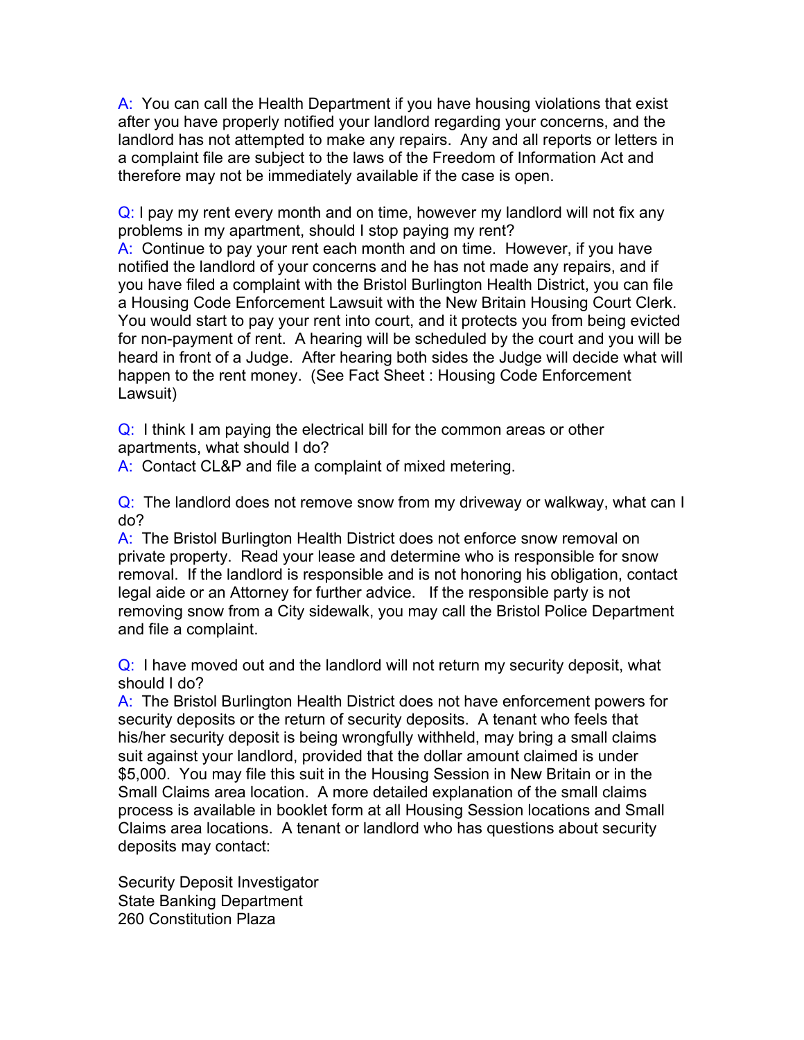A: You can call the Health Department if you have housing violations that exist after you have properly notified your landlord regarding your concerns, and the landlord has not attempted to make any repairs. Any and all reports or letters in a complaint file are subject to the laws of the Freedom of Information Act and therefore may not be immediately available if the case is open.

Q: I pay my rent every month and on time, however my landlord will not fix any problems in my apartment, should I stop paying my rent?

A: Continue to pay your rent each month and on time. However, if you have notified the landlord of your concerns and he has not made any repairs, and if you have filed a complaint with the Bristol Burlington Health District, you can file a Housing Code Enforcement Lawsuit with the New Britain Housing Court Clerk. You would start to pay your rent into court, and it protects you from being evicted for non-payment of rent. A hearing will be scheduled by the court and you will be heard in front of a Judge. After hearing both sides the Judge will decide what will happen to the rent money. (See Fact Sheet : Housing Code Enforcement Lawsuit)

Q: I think I am paying the electrical bill for the common areas or other apartments, what should I do?

A: Contact CL&P and file a complaint of mixed metering.

Q: The landlord does not remove snow from my driveway or walkway, what can I do?

A: The Bristol Burlington Health District does not enforce snow removal on private property. Read your lease and determine who is responsible for snow removal. If the landlord is responsible and is not honoring his obligation, contact legal aide or an Attorney for further advice. If the responsible party is not removing snow from a City sidewalk, you may call the Bristol Police Department and file a complaint.

Q: I have moved out and the landlord will not return my security deposit, what should I do?

A: The Bristol Burlington Health District does not have enforcement powers for security deposits or the return of security deposits. A tenant who feels that his/her security deposit is being wrongfully withheld, may bring a small claims suit against your landlord, provided that the dollar amount claimed is under $5,000. You may file this suit in the Housing Session in New Britain or in the Small Claims area location. A more detailed explanation of the small claims process is available in booklet form at all Housing Session locations and Small Claims area locations. A tenant or landlord who has questions about security deposits may contact:

Security Deposit Investigator
State Banking Department
260 Constitution Plaza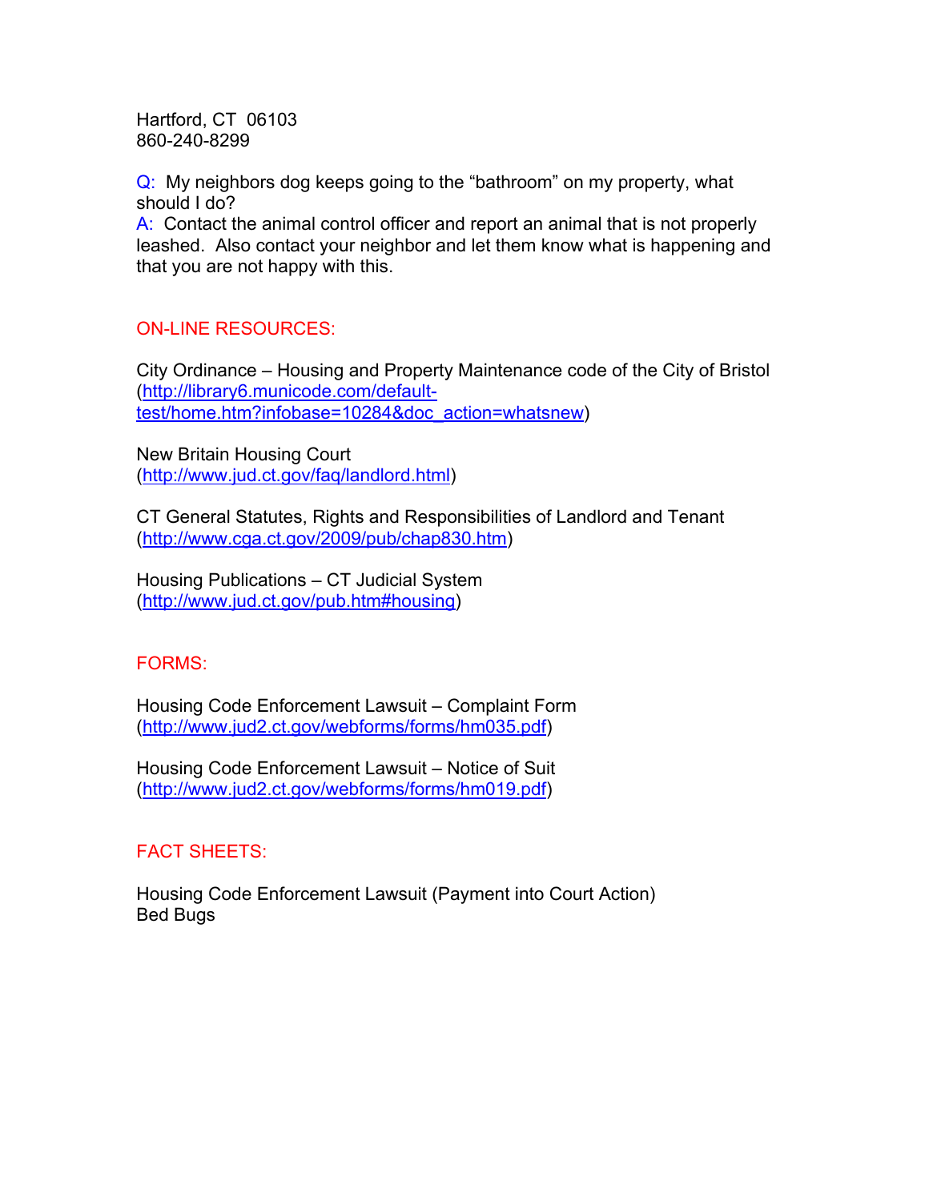Hartford, CT 06103
860-240-8299

Q: My neighbors dog keeps going to the “bathroom” on my property, what should I do?
A: Contact the animal control officer and report an animal that is not properly leashed. Also contact your neighbor and let them know what is happening and that you are not happy with this.

## ON-LINE RESOURCES:

City Ordinance – Housing and Property Maintenance code of the City of Bristol (http://library6.municode.com/default-test/home.htm?infobase=10284&doc_action=whatsnew)

New Britain Housing Court (http://www.jud.ct.gov/faq/landlord.html)

CT General Statutes, Rights and Responsibilities of Landlord and Tenant (http://www.cga.ct.gov/2009/pub/chap830.htm)

Housing Publications – CT Judicial System (http://www.jud.ct.gov/pub.htm#housing)

## FORMS:

Housing Code Enforcement Lawsuit – Complaint Form (http://www.jud2.ct.gov/webforms/forms/hm035.pdf)

Housing Code Enforcement Lawsuit – Notice of Suit (http://www.jud2.ct.gov/webforms/forms/hm019.pdf)

## FACT SHEETS:

Housing Code Enforcement Lawsuit (Payment into Court Action)
Bed Bugs